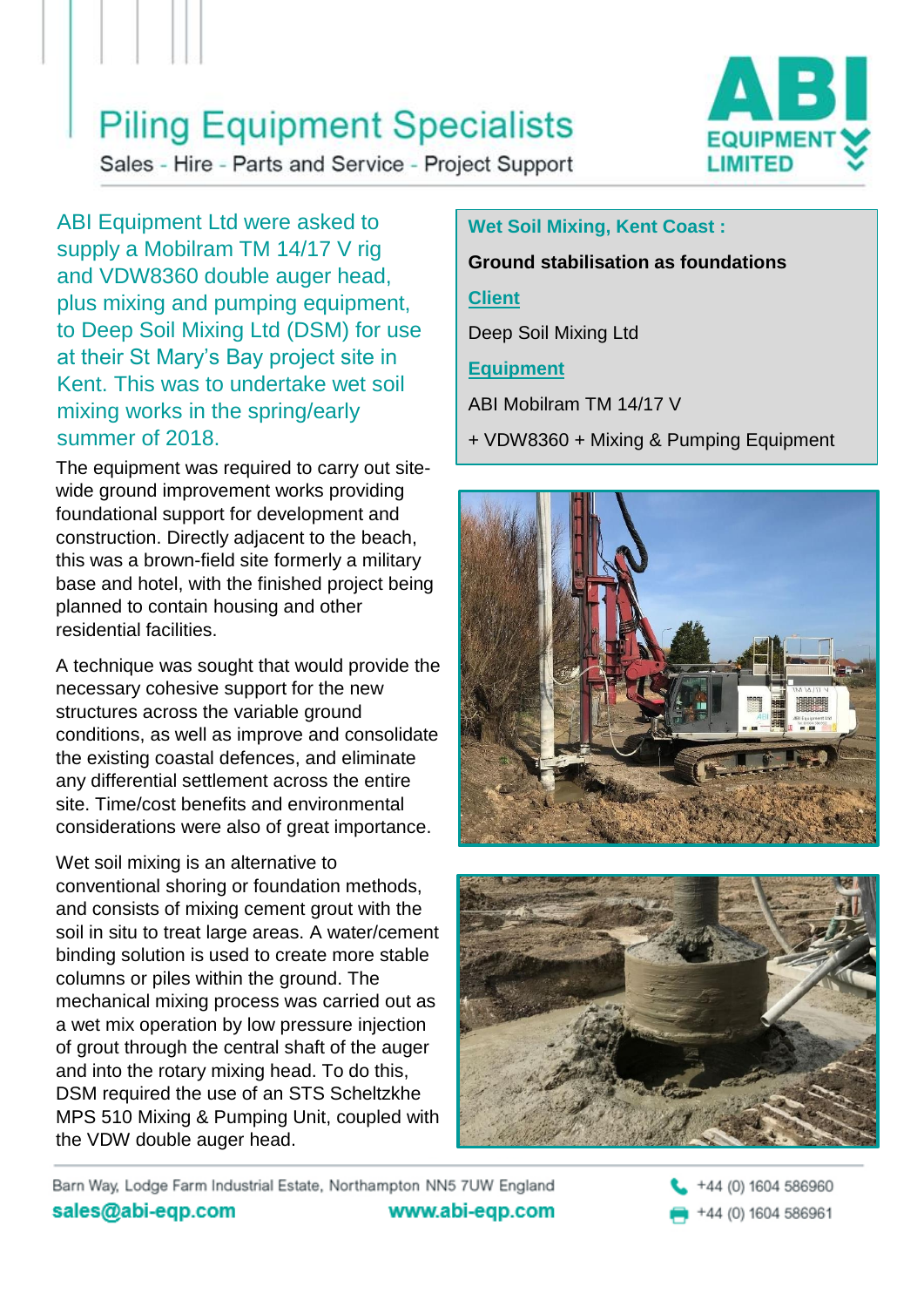# Piling Equipment Specialists

Sales - Hire - Parts and Service - Project Support

ABI EQUIPMENT LIMITED

**Wet Soil Mixing, Kent Coast :**

**Ground stabilisation as foundations**

**Client**

Deep Soil Mixing Ltd

**Equipment**

ABI Mobilram TM 14/17 V

+ VDW8360 + Mixing & Pumping Equipment

ABI Equipment Ltd were asked to supply a Mobilram TM 14/17 V rig and VDW8360 double auger head, plus mixing and pumping equipment, to Deep Soil Mixing Ltd (DSM) for use at their St Mary's Bay project site in Kent. This was to undertake wet soil mixing works in the spring/early summer of 2018.

The equipment was required to carry out site-wide ground improvement works providing foundational support for development and construction. Directly adjacent to the beach, this was a brown-field site formerly a military base and hotel, with the finished project being planned to contain housing and other residential facilities.

A technique was sought that would provide the necessary cohesive support for the new structures across the variable ground conditions, as well as improve and consolidate the existing coastal defences, and eliminate any differential settlement across the entire site. Time/cost benefits and environmental considerations were also of great importance.

Wet soil mixing is an alternative to conventional shoring or foundation methods, and consists of mixing cement grout with the soil in situ to treat large areas. A water/cement binding solution is used to create more stable columns or piles within the ground. The mechanical mixing process was carried out as a wet mix operation by low pressure injection of grout through the central shaft of the auger and into the rotary mixing head. To do this, DSM required the use of an STS Scheltzkhe MPS 510 Mixing & Pumping Unit, coupled with the VDW double auger head.

Barn Way, Lodge Farm Industrial Estate, Northampton NN5 7UW England

sales@abi-eqp.com www.abi-eqp.com

+44 (0) 1604 586960

+44 (0) 1604 586961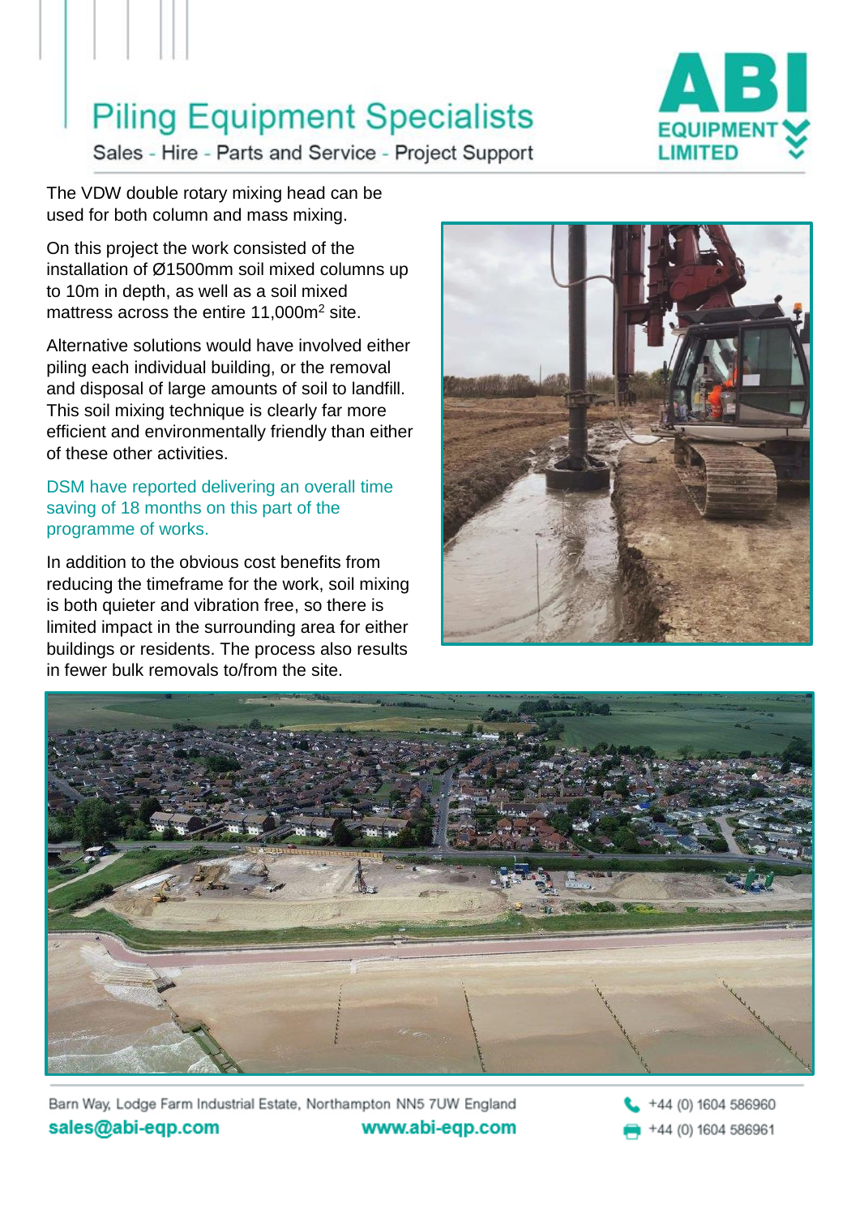The VDW double rotary mixing head can be used for both column and mass mixing.

On this project the work consisted of the installation of Ø1500mm soil mixed columns up to 10m in depth, as well as a soil mixed mattress across the entire 11,000m$^2$ site.

Alternative solutions would have involved either piling each individual building, or the removal and disposal of large amounts of soil to landfill. This soil mixing technique is clearly far more efficient and environmentally friendly than either of these other activities.

DSM have reported delivering an overall time saving of 18 months on this part of the programme of works.

In addition to the obvious cost benefits from reducing the timeframe for the work, soil mixing is both quieter and vibration free, so there is limited impact in the surrounding area for either buildings or residents. The process also results in fewer bulk removals to/from the site.